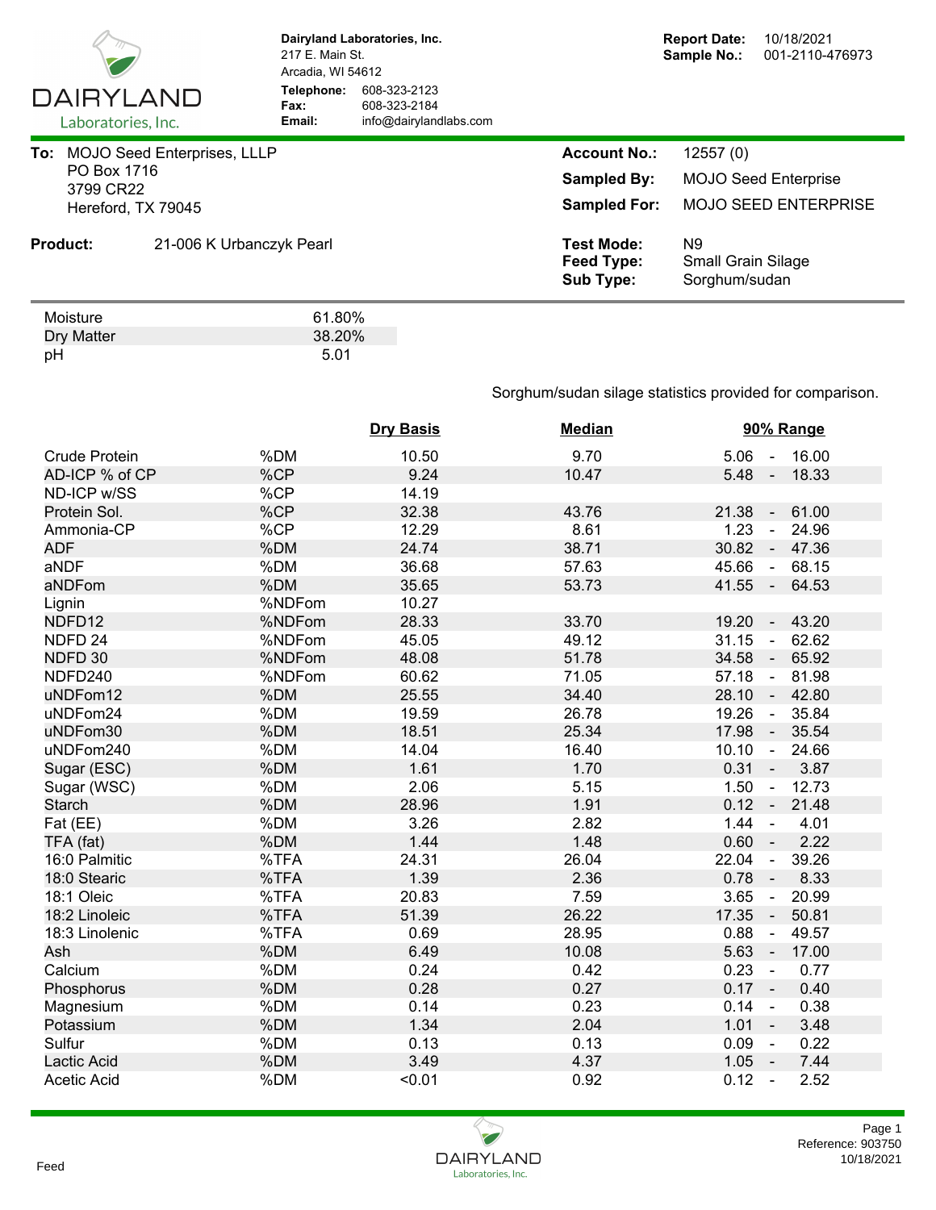**Dairyland Laboratories, Inc.**
217 E. Main St.
Arcadia, WI 54612
**Telephone:** 608-323-2123
**Fax:** 608-323-2184
**Email:** info@dairylandlabs.com

**Report Date:** 10/18/2021
**Sample No.:** 001-2110-476973

**To:** MOJO Seed Enterprises, LLLP
PO Box 1716
3799 CR22
Hereford, TX 79045

**Account No.:** 12557 (0)
**Sampled By:** MOJO Seed Enterprise
**Sampled For:** MOJO SEED ENTERPRISE

**Product:** 21-006 K Urbanczyk Pearl

**Test Mode:** N9
**Feed Type:** Small Grain Silage
**Sub Type:** Sorghum/sudan

| | |
|---|---|
| Moisture | 61.80% |
| Dry Matter | 38.20% |
| pH | 5.01 |

Sorghum/sudan silage statistics provided for comparison.

| | | Dry Basis | Median | 90% Range |
|---|---|---|---|---|
| Crude Protein | %DM | 10.50 | 9.70 | 5.06 - 16.00 |
| AD-ICP % of CP | %CP | 9.24 | 10.47 | 5.48 - 18.33 |
| ND-ICP w/SS | %CP | 14.19 | | |
| Protein Sol. | %CP | 32.38 | 43.76 | 21.38 - 61.00 |
| Ammonia-CP | %CP | 12.29 | 8.61 | 1.23 - 24.96 |
| ADF | %DM | 24.74 | 38.71 | 30.82 - 47.36 |
| aNDF | %DM | 36.68 | 57.63 | 45.66 - 68.15 |
| aNDFom | %DM | 35.65 | 53.73 | 41.55 - 64.53 |
| Lignin | %NDFom | 10.27 | | |
| NDFD12 | %NDFom | 28.33 | 33.70 | 19.20 - 43.20 |
| NDFD 24 | %NDFom | 45.05 | 49.12 | 31.15 - 62.62 |
| NDFD 30 | %NDFom | 48.08 | 51.78 | 34.58 - 65.92 |
| NDFD240 | %NDFom | 60.62 | 71.05 | 57.18 - 81.98 |
| uNDFom12 | %DM | 25.55 | 34.40 | 28.10 - 42.80 |
| uNDFom24 | %DM | 19.59 | 26.78 | 19.26 - 35.84 |
| uNDFom30 | %DM | 18.51 | 25.34 | 17.98 - 35.54 |
| uNDFom240 | %DM | 14.04 | 16.40 | 10.10 - 24.66 |
| Sugar (ESC) | %DM | 1.61 | 1.70 | 0.31 - 3.87 |
| Sugar (WSC) | %DM | 2.06 | 5.15 | 1.50 - 12.73 |
| Starch | %DM | 28.96 | 1.91 | 0.12 - 21.48 |
| Fat (EE) | %DM | 3.26 | 2.82 | 1.44 - 4.01 |
| TFA (fat) | %DM | 1.44 | 1.48 | 0.60 - 2.22 |
| 16:0 Palmitic | %TFA | 24.31 | 26.04 | 22.04 - 39.26 |
| 18:0 Stearic | %TFA | 1.39 | 2.36 | 0.78 - 8.33 |
| 18:1 Oleic | %TFA | 20.83 | 7.59 | 3.65 - 20.99 |
| 18:2 Linoleic | %TFA | 51.39 | 26.22 | 17.35 - 50.81 |
| 18:3 Linolenic | %TFA | 0.69 | 28.95 | 0.88 - 49.57 |
| Ash | %DM | 6.49 | 10.08 | 5.63 - 17.00 |
| Calcium | %DM | 0.24 | 0.42 | 0.23 - 0.77 |
| Phosphorus | %DM | 0.28 | 0.27 | 0.17 - 0.40 |
| Magnesium | %DM | 0.14 | 0.23 | 0.14 - 0.38 |
| Potassium | %DM | 1.34 | 2.04 | 1.01 - 3.48 |
| Sulfur | %DM | 0.13 | 0.13 | 0.09 - 0.22 |
| Lactic Acid | %DM | 3.49 | 4.37 | 1.05 - 7.44 |
| Acetic Acid | %DM | <0.01 | 0.92 | 0.12 - 2.52 |

Feed

Reference: 903750
10/18/2021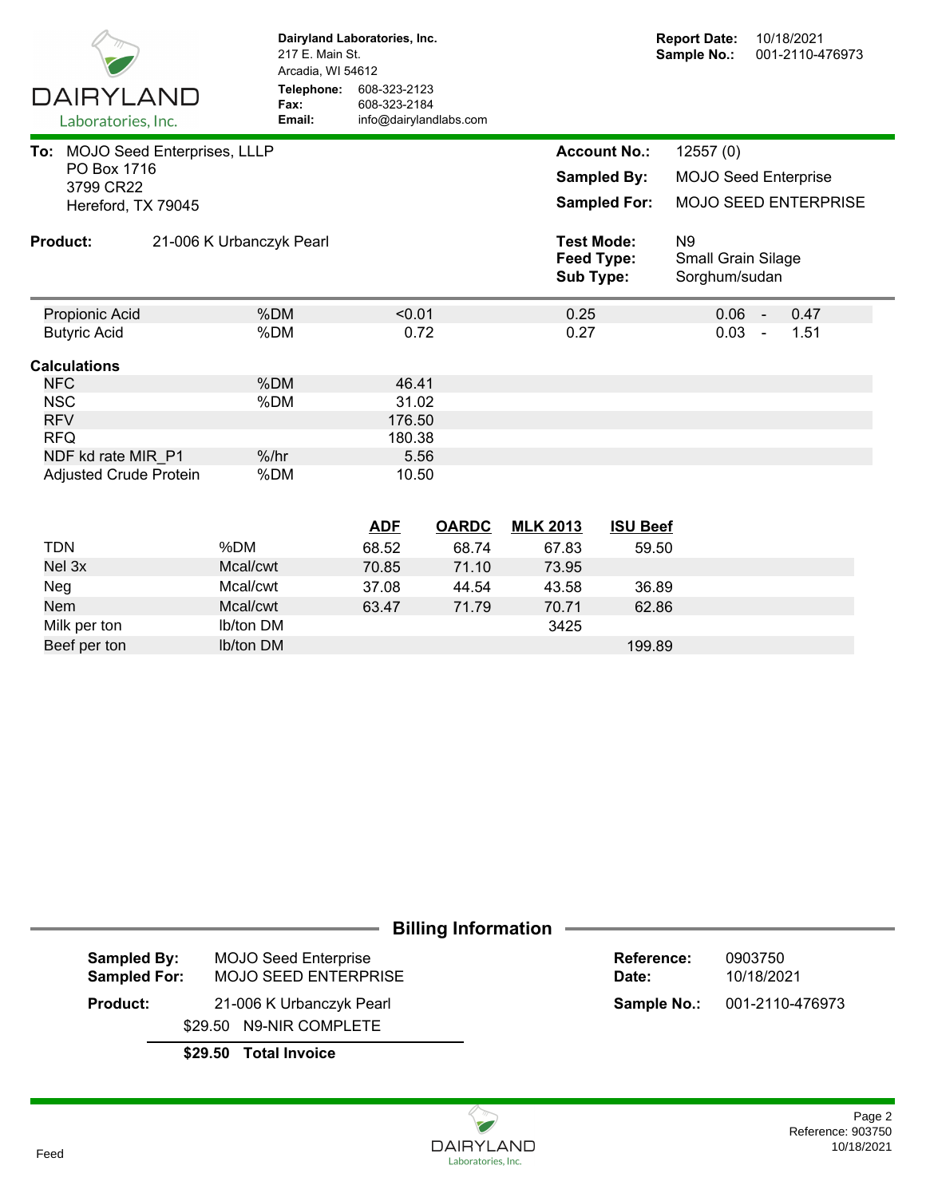**Dairyland Laboratories, Inc.**
217 E. Main St.
Arcadia, WI 54612
**Telephone:** 608-323-2123
**Fax:** 608-323-2184
**Email:** info@dairylandlabs.com

**Report Date:** 10/18/2021
**Sample No.:** 001-2110-476973

**To:** MOJO Seed Enterprises, LLLP
PO Box 1716
3799 CR22
Hereford, TX 79045

**Account No.:** 12557 (0)
**Sampled By:** MOJO Seed Enterprise
**Sampled For:** MOJO SEED ENTERPRISE

**Product:** 21-006 K Urbanczyk Pearl

**Test Mode:** N9
**Feed Type:** Small Grain Silage
**Sub Type:** Sorghum/sudan

| | | | | |
|---|---|---|---|---|
| Propionic Acid | %DM | <0.01 | 0.25 | 0.06 - 0.47 |
| Butyric Acid | %DM | 0.72 | 0.27 | 0.03 - 1.51 |

### Calculations

| | | |
|---|---|---|
| NFC | %DM | 46.41 |
| NSC | %DM | 31.02 |
| RFV | | 176.50 |
| RFQ | | 180.38 |
| NDF kd rate MIR_P1 | %/hr | 5.56 |
| Adjusted Crude Protein | %DM | 10.50 |

| | | ADF | OARDC | MLK 2013 | ISU Beef |
|---|---|---|---|---|---|
| TDN | %DM | 68.52 | 68.74 | 67.83 | 59.50 |
| Nel 3x | Mcal/cwt | 70.85 | 71.10 | 73.95 | |
| Neg | Mcal/cwt | 37.08 | 44.54 | 43.58 | 36.89 |
| Nem | Mcal/cwt | 63.47 | 71.79 | 70.71 | 62.86 |
| Milk per ton | lb/ton DM | | | 3425 | |
| Beef per ton | lb/ton DM | | | | 199.89 |

## Billing Information

**Sampled By:** MOJO Seed Enterprise
**Sampled For:** MOJO SEED ENTERPRISE
**Product:** 21-006 K Urbanczyk Pearl

**Reference:** 0903750
**Date:** 10/18/2021
**Sample No.:** 001-2110-476973

| | |
|---|---|
| $29.50 | N9-NIR COMPLETE |
| **$29.50** | **Total Invoice** |

Feed